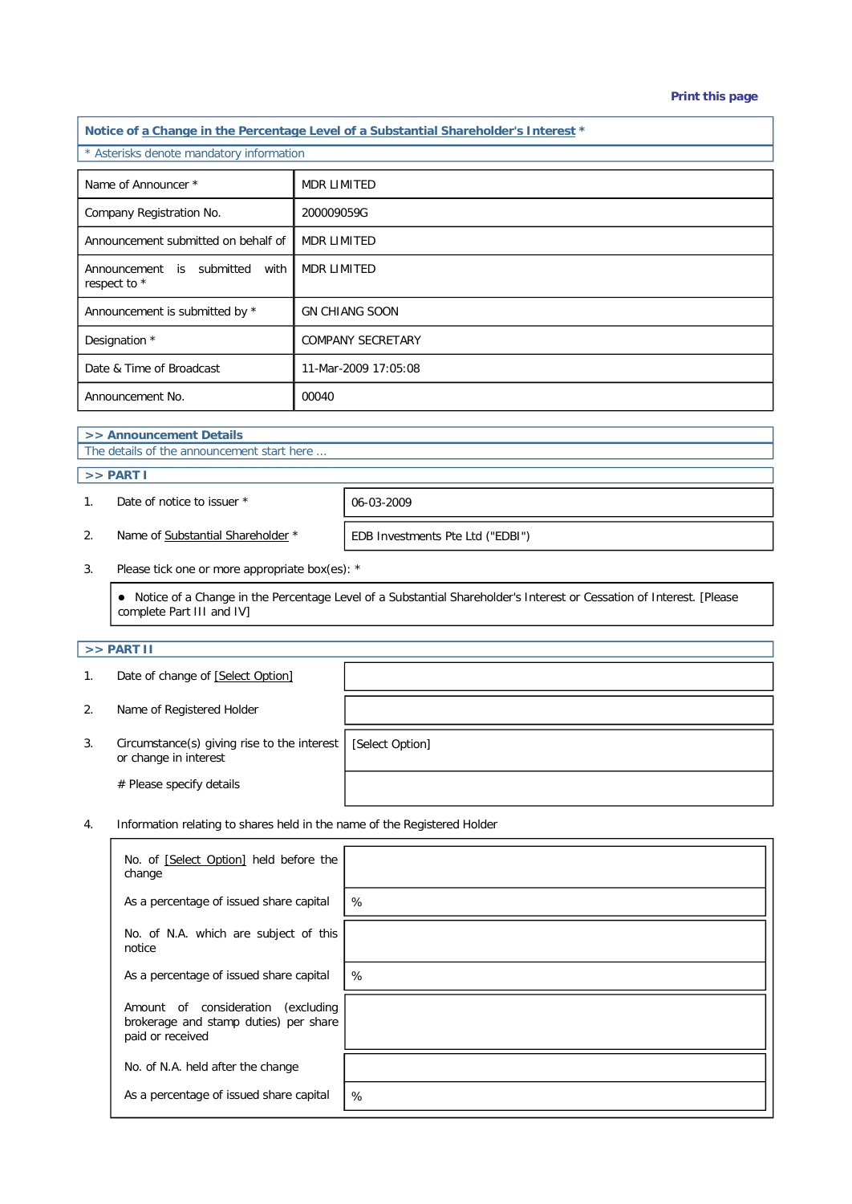Print this page

## Notice of a Change in the Percentage Level of a Substantial Shareholder's Interest *

* Asterisks denote mandatory information

| | |
|---|---|
| Name of Announcer * | MDR LIMITED |
| Company Registration No. | 200009059G |
| Announcement submitted on behalf of | MDR LIMITED |
| Announcement is submitted with respect to * | MDR LIMITED |
| Announcement is submitted by * | GN CHIANG SOON |
| Designation * | COMPANY SECRETARY |
| Date & Time of Broadcast | 11-Mar-2009 17:05:08 |
| Announcement No. | 00040 |

### >> Announcement Details

The details of the announcement start here ...

### >> PART I

1. Date of notice to issuer *: 06-03-2009

2. Name of Substantial Shareholder *: EDB Investments Pte Ltd ("EDBI")

3. Please tick one or more appropriate box(es): *

   - Notice of a Change in the Percentage Level of a Substantial Shareholder's Interest or Cessation of Interest. [Please complete Part III and IV]

### >> PART II

1. Date of change of [Select Option]:

2. Name of Registered Holder:

3. Circumstance(s) giving rise to the interest or change in interest: [Select Option]

   # Please specify details:

4. Information relating to shares held in the name of the Registered Holder

| | |
|---|---|
| No. of [Select Option] held before the change | |
| As a percentage of issued share capital | % |
| No. of N.A. which are subject of this notice | |
| As a percentage of issued share capital | % |
| Amount of consideration (excluding brokerage and stamp duties) per share paid or received | |
| No. of N.A. held after the change | |
| As a percentage of issued share capital | % |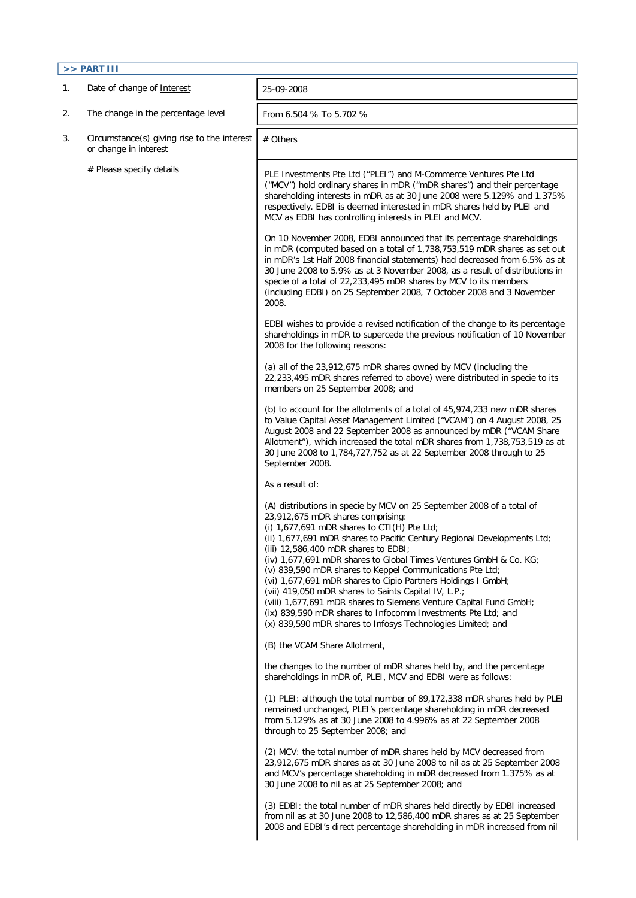## >> PART III

| | | |
|---|---|---|
| 1. | Date of change of Interest | 25-09-2008 |
| 2. | The change in the percentage level | From 6.504 % To 5.702 % |
| 3. | Circumstance(s) giving rise to the interest or change in interest | # Others |

\# Please specify details

PLE Investments Pte Ltd ("PLEI") and M-Commerce Ventures Pte Ltd ("MCV") hold ordinary shares in mDR ("mDR shares") and their percentage shareholding interests in mDR as at 30 June 2008 were 5.129% and 1.375% respectively. EDBI is deemed interested in mDR shares held by PLEI and MCV as EDBI has controlling interests in PLEI and MCV.

On 10 November 2008, EDBI announced that its percentage shareholdings in mDR (computed based on a total of 1,738,753,519 mDR shares as set out in mDR's 1st Half 2008 financial statements) had decreased from 6.5% as at 30 June 2008 to 5.9% as at 3 November 2008, as a result of distributions in specie of a total of 22,233,495 mDR shares by MCV to its members (including EDBI) on 25 September 2008, 7 October 2008 and 3 November 2008.

EDBI wishes to provide a revised notification of the change to its percentage shareholdings in mDR to supercede the previous notification of 10 November 2008 for the following reasons:

(a) all of the 23,912,675 mDR shares owned by MCV (including the 22,233,495 mDR shares referred to above) were distributed in specie to its members on 25 September 2008; and

(b) to account for the allotments of a total of 45,974,233 new mDR shares to Value Capital Asset Management Limited ("VCAM") on 4 August 2008, 25 August 2008 and 22 September 2008 as announced by mDR ("VCAM Share Allotment"), which increased the total mDR shares from 1,738,753,519 as at 30 June 2008 to 1,784,727,752 as at 22 September 2008 through to 25 September 2008.

As a result of:

(A) distributions in specie by MCV on 25 September 2008 of a total of 23,912,675 mDR shares comprising:
(i) 1,677,691 mDR shares to CTI(H) Pte Ltd;
(ii) 1,677,691 mDR shares to Pacific Century Regional Developments Ltd;
(iii) 12,586,400 mDR shares to EDBI;
(iv) 1,677,691 mDR shares to Global Times Ventures GmbH & Co. KG;
(v) 839,590 mDR shares to Keppel Communications Pte Ltd;
(vi) 1,677,691 mDR shares to Cipio Partners Holdings I GmbH;
(vii) 419,050 mDR shares to Saints Capital IV, L.P.;
(viii) 1,677,691 mDR shares to Siemens Venture Capital Fund GmbH;
(ix) 839,590 mDR shares to Infocomm Investments Pte Ltd; and
(x) 839,590 mDR shares to Infosys Technologies Limited; and

(B) the VCAM Share Allotment,

the changes to the number of mDR shares held by, and the percentage shareholdings in mDR of, PLEI, MCV and EDBI were as follows:

(1) PLEI: although the total number of 89,172,338 mDR shares held by PLEI remained unchanged, PLEI's percentage shareholding in mDR decreased from 5.129% as at 30 June 2008 to 4.996% as at 22 September 2008 through to 25 September 2008; and

(2) MCV: the total number of mDR shares held by MCV decreased from 23,912,675 mDR shares as at 30 June 2008 to nil as at 25 September 2008 and MCV's percentage shareholding in mDR decreased from 1.375% as at 30 June 2008 to nil as at 25 September 2008; and

(3) EDBI: the total number of mDR shares held directly by EDBI increased from nil as at 30 June 2008 to 12,586,400 mDR shares as at 25 September 2008 and EDBI's direct percentage shareholding in mDR increased from nil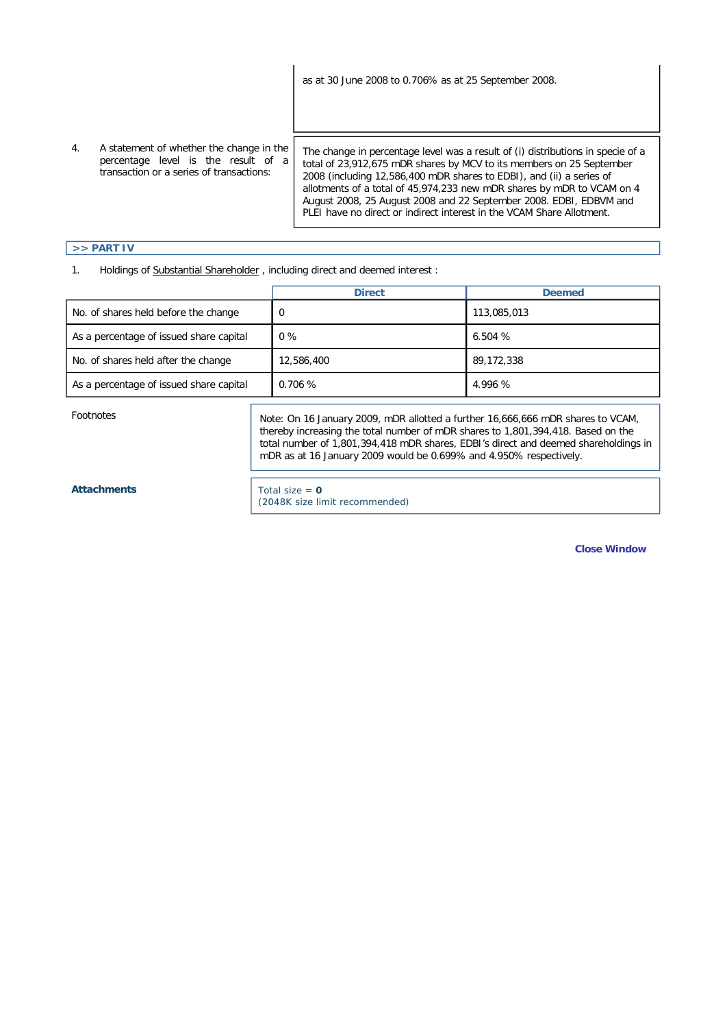as at 30 June 2008 to 0.706% as at 25 September 2008.

4. A statement of whether the change in the percentage level is the result of a transaction or a series of transactions:

The change in percentage level was a result of (i) distributions in specie of a total of 23,912,675 mDR shares by MCV to its members on 25 September 2008 (including 12,586,400 mDR shares to EDBI), and (ii) a series of allotments of a total of 45,974,233 new mDR shares by mDR to VCAM on 4 August 2008, 25 August 2008 and 22 September 2008. EDBI, EDBVM and PLEI have no direct or indirect interest in the VCAM Share Allotment.

## >> PART IV

1. Holdings of Substantial Shareholder , including direct and deemed interest :

| | Direct | Deemed |
|---|---|---|
| No. of shares held before the change | 0 | 113,085,013 |
| As a percentage of issued share capital | 0 % | 6.504 % |
| No. of shares held after the change | 12,586,400 | 89,172,338 |
| As a percentage of issued share capital | 0.706 % | 4.996 % |

Footnotes

Note: On 16 January 2009, mDR allotted a further 16,666,666 mDR shares to VCAM, thereby increasing the total number of mDR shares to 1,801,394,418. Based on the total number of 1,801,394,418 mDR shares, EDBI's direct and deemed shareholdings in mDR as at 16 January 2009 would be 0.699% and 4.950% respectively.

**Attachments**

Total size = **0**
(2048K size limit recommended)

**Close Window**